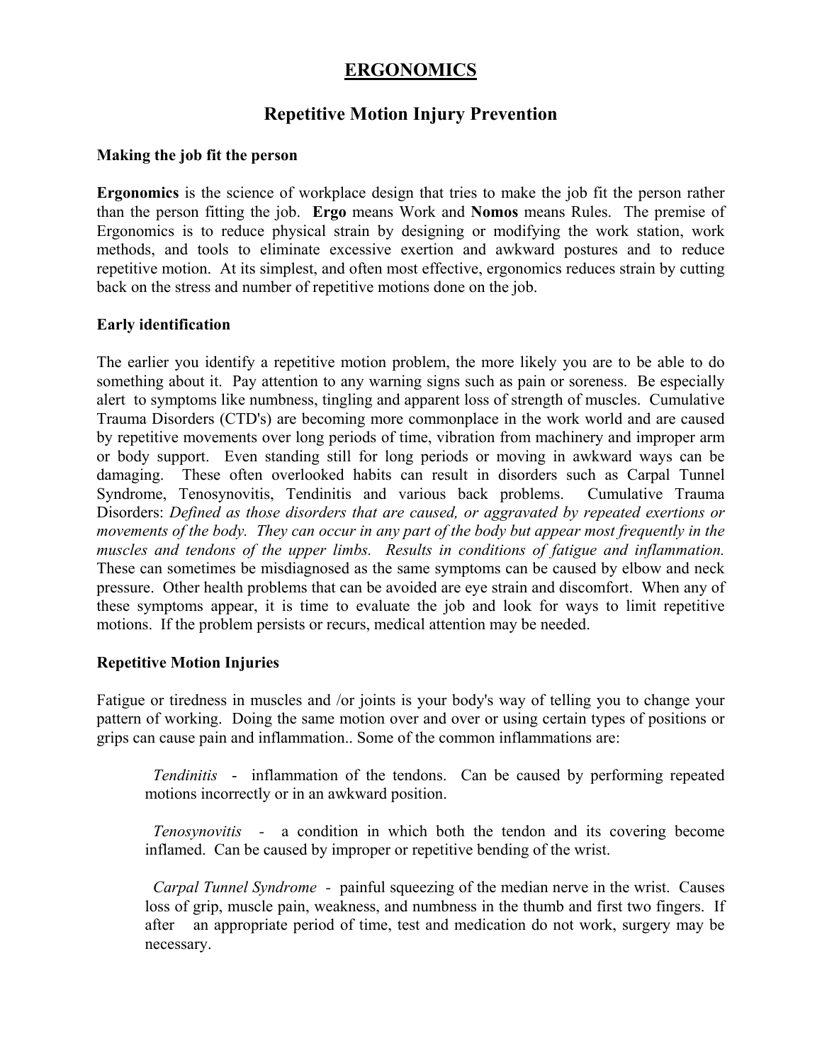# ERGONOMICS

## Repetitive Motion Injury Prevention

**Making the job fit the person**

**Ergonomics** is the science of workplace design that tries to make the job fit the person rather than the person fitting the job. **Ergo** means Work and **Nomos** means Rules. The premise of Ergonomics is to reduce physical strain by designing or modifying the work station, work methods, and tools to eliminate excessive exertion and awkward postures and to reduce repetitive motion. At its simplest, and often most effective, ergonomics reduces strain by cutting back on the stress and number of repetitive motions done on the job.

**Early identification**

The earlier you identify a repetitive motion problem, the more likely you are to be able to do something about it. Pay attention to any warning signs such as pain or soreness. Be especially alert to symptoms like numbness, tingling and apparent loss of strength of muscles. Cumulative Trauma Disorders (CTD's) are becoming more commonplace in the work world and are caused by repetitive movements over long periods of time, vibration from machinery and improper arm or body support. Even standing still for long periods or moving in awkward ways can be damaging. These often overlooked habits can result in disorders such as Carpal Tunnel Syndrome, Tenosynovitis, Tendinitis and various back problems. Cumulative Trauma Disorders: *Defined as those disorders that are caused, or aggravated by repeated exertions or movements of the body. They can occur in any part of the body but appear most frequently in the muscles and tendons of the upper limbs. Results in conditions of fatigue and inflammation.* These can sometimes be misdiagnosed as the same symptoms can be caused by elbow and neck pressure. Other health problems that can be avoided are eye strain and discomfort. When any of these symptoms appear, it is time to evaluate the job and look for ways to limit repetitive motions. If the problem persists or recurs, medical attention may be needed.

**Repetitive Motion Injuries**

Fatigue or tiredness in muscles and /or joints is your body's way of telling you to change your pattern of working. Doing the same motion over and over or using certain types of positions or grips can cause pain and inflammation.. Some of the common inflammations are:

*Tendinitis* - inflammation of the tendons. Can be caused by performing repeated motions incorrectly or in an awkward position.

*Tenosynovitis* - a condition in which both the tendon and its covering become inflamed. Can be caused by improper or repetitive bending of the wrist.

*Carpal Tunnel Syndrome* - painful squeezing of the median nerve in the wrist. Causes loss of grip, muscle pain, weakness, and numbness in the thumb and first two fingers. If after an appropriate period of time, test and medication do not work, surgery may be necessary.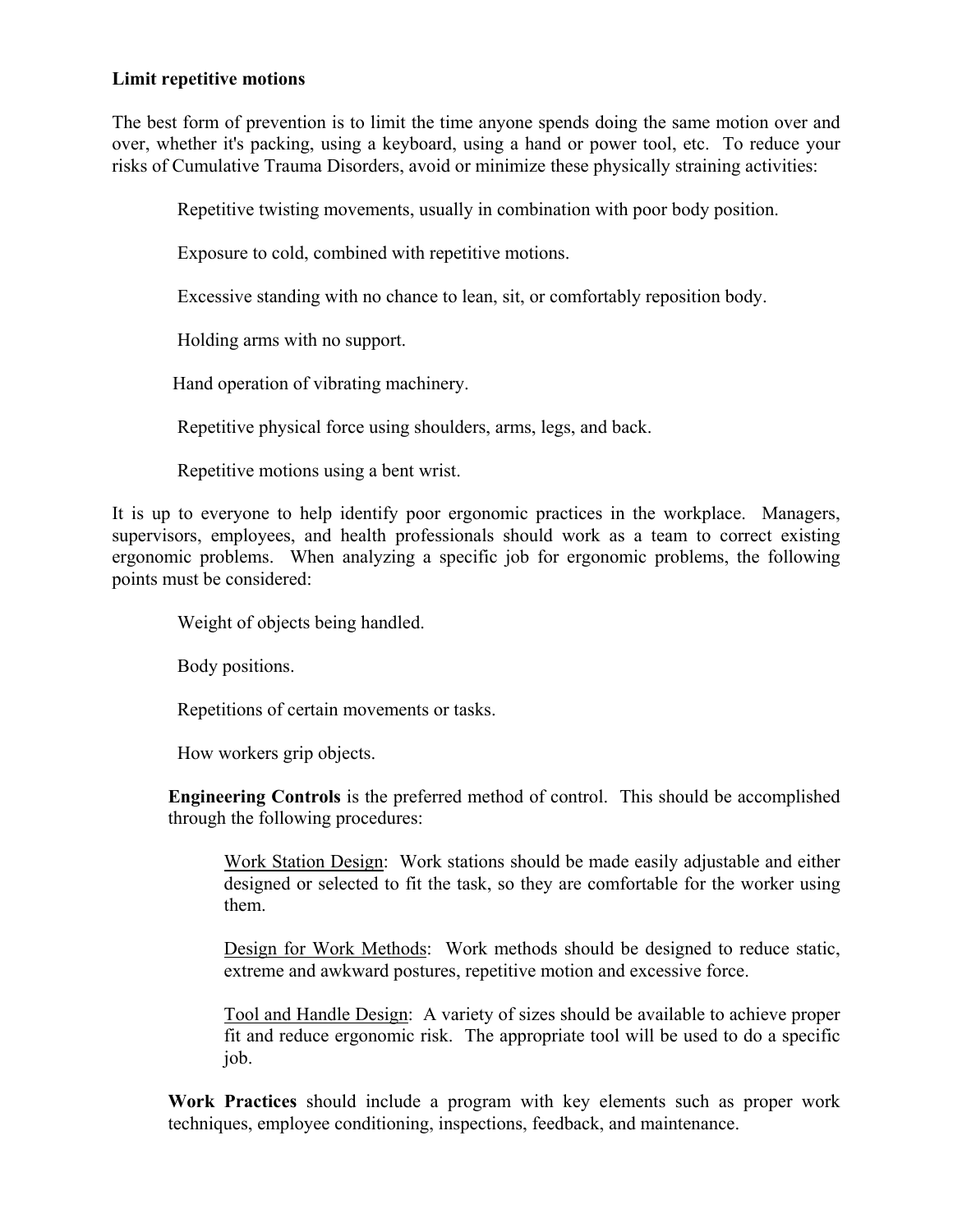**Limit repetitive motions**

The best form of prevention is to limit the time anyone spends doing the same motion over and over, whether it's packing, using a keyboard, using a hand or power tool, etc. To reduce your risks of Cumulative Trauma Disorders, avoid or minimize these physically straining activities:

- Repetitive twisting movements, usually in combination with poor body position.
- Exposure to cold, combined with repetitive motions.
- Excessive standing with no chance to lean, sit, or comfortably reposition body.
- Holding arms with no support.
- Hand operation of vibrating machinery.
- Repetitive physical force using shoulders, arms, legs, and back.
- Repetitive motions using a bent wrist.

It is up to everyone to help identify poor ergonomic practices in the workplace. Managers, supervisors, employees, and health professionals should work as a team to correct existing ergonomic problems. When analyzing a specific job for ergonomic problems, the following points must be considered:

- Weight of objects being handled.
- Body positions.
- Repetitions of certain movements or tasks.
- How workers grip objects.

**Engineering Controls** is the preferred method of control. This should be accomplished through the following procedures:

<u>Work Station Design</u>: Work stations should be made easily adjustable and either designed or selected to fit the task, so they are comfortable for the worker using them.

<u>Design for Work Methods</u>: Work methods should be designed to reduce static, extreme and awkward postures, repetitive motion and excessive force.

<u>Tool and Handle Design</u>: A variety of sizes should be available to achieve proper fit and reduce ergonomic risk. The appropriate tool will be used to do a specific job.

**Work Practices** should include a program with key elements such as proper work techniques, employee conditioning, inspections, feedback, and maintenance.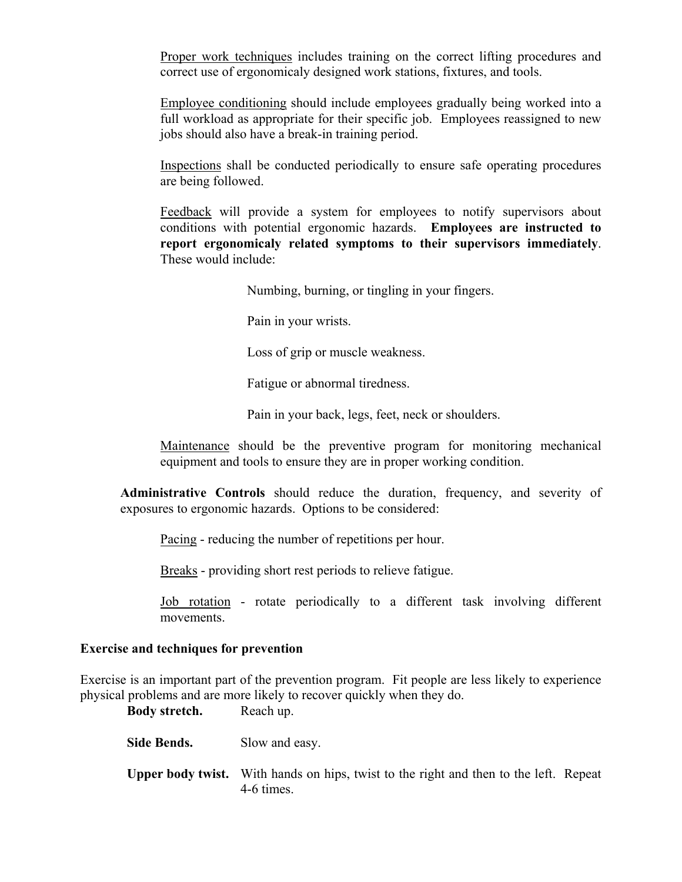Proper work techniques includes training on the correct lifting procedures and correct use of ergonomicaly designed work stations, fixtures, and tools.

Employee conditioning should include employees gradually being worked into a full workload as appropriate for their specific job. Employees reassigned to new jobs should also have a break-in training period.

Inspections shall be conducted periodically to ensure safe operating procedures are being followed.

Feedback will provide a system for employees to notify supervisors about conditions with potential ergonomic hazards. **Employees are instructed to report ergonomicaly related symptoms to their supervisors immediately**. These would include:

Numbing, burning, or tingling in your fingers.

Pain in your wrists.

Loss of grip or muscle weakness.

Fatigue or abnormal tiredness.

Pain in your back, legs, feet, neck or shoulders.

Maintenance should be the preventive program for monitoring mechanical equipment and tools to ensure they are in proper working condition.

**Administrative Controls** should reduce the duration, frequency, and severity of exposures to ergonomic hazards. Options to be considered:

Pacing - reducing the number of repetitions per hour.

Breaks - providing short rest periods to relieve fatigue.

Job rotation - rotate periodically to a different task involving different movements.

**Exercise and techniques for prevention**

Exercise is an important part of the prevention program. Fit people are less likely to experience physical problems and are more likely to recover quickly when they do.

**Body stretch.** Reach up.

**Side Bends.** Slow and easy.

**Upper body twist.** With hands on hips, twist to the right and then to the left. Repeat 4-6 times.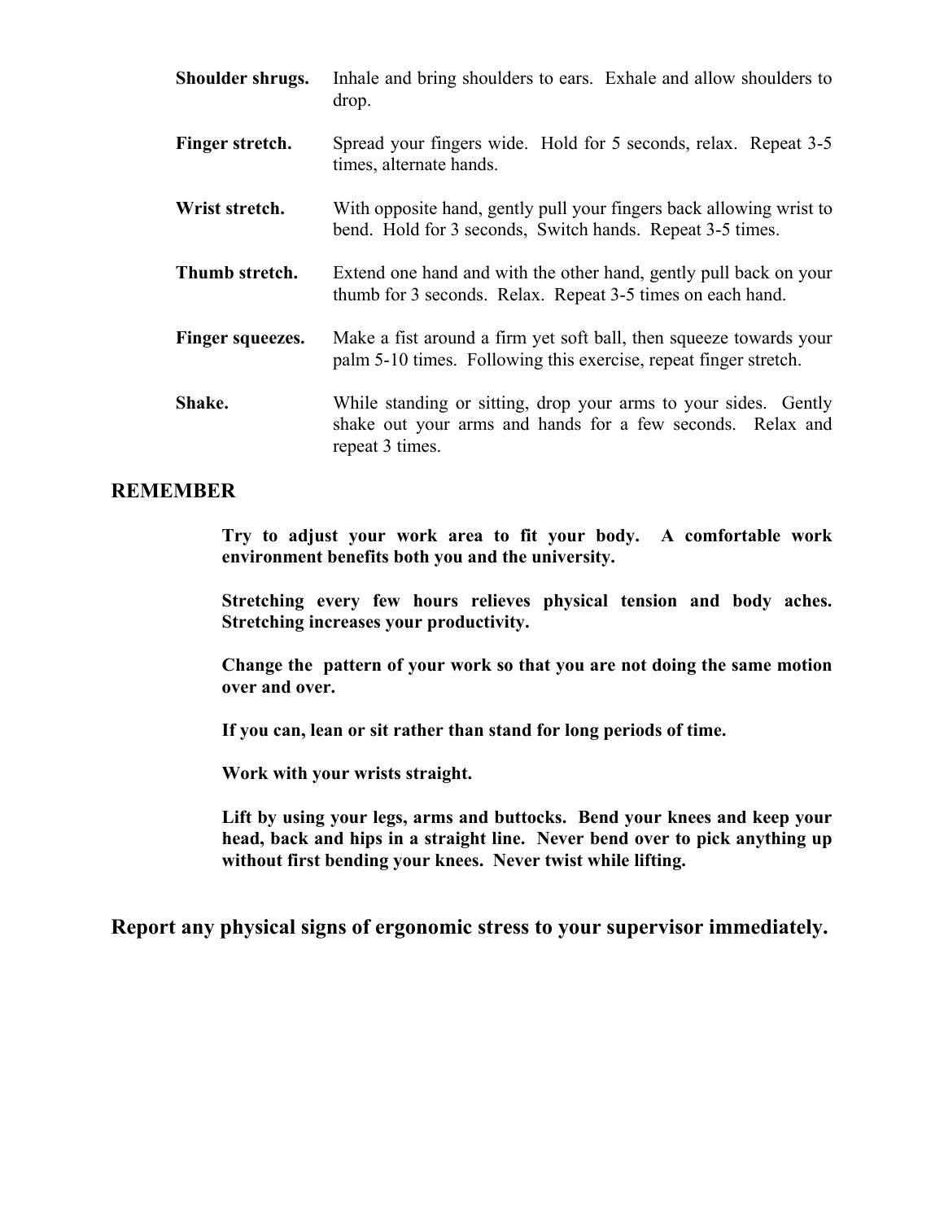**Shoulder shrugs.** Inhale and bring shoulders to ears. Exhale and allow shoulders to drop.

**Finger stretch.** Spread your fingers wide. Hold for 5 seconds, relax. Repeat 3-5 times, alternate hands.

**Wrist stretch.** With opposite hand, gently pull your fingers back allowing wrist to bend. Hold for 3 seconds, Switch hands. Repeat 3-5 times.

**Thumb stretch.** Extend one hand and with the other hand, gently pull back on your thumb for 3 seconds. Relax. Repeat 3-5 times on each hand.

**Finger squeezes.** Make a fist around a firm yet soft ball, then squeeze towards your palm 5-10 times. Following this exercise, repeat finger stretch.

**Shake.** While standing or sitting, drop your arms to your sides. Gently shake out your arms and hands for a few seconds. Relax and repeat 3 times.

## REMEMBER

**Try to adjust your work area to fit your body. A comfortable work environment benefits both you and the university.**

**Stretching every few hours relieves physical tension and body aches. Stretching increases your productivity.**

**Change the pattern of your work so that you are not doing the same motion over and over.**

**If you can, lean or sit rather than stand for long periods of time.**

**Work with your wrists straight.**

**Lift by using your legs, arms and buttocks. Bend your knees and keep your head, back and hips in a straight line. Never bend over to pick anything up without first bending your knees. Never twist while lifting.**

**Report any physical signs of ergonomic stress to your supervisor immediately.**